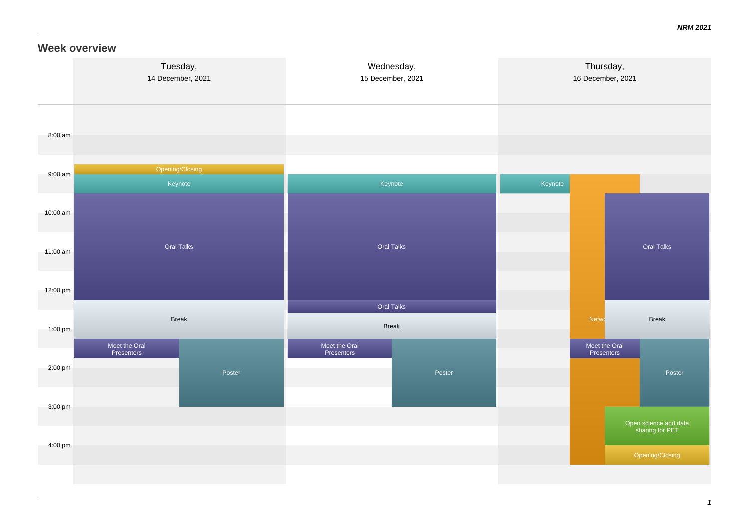## Week overview

Tuesday,
14 December, 2021

Wednesday,
15 December, 2021

Thursday,
16 December, 2021

8:00 am

9:00 am

10:00 am

11:00 am

12:00 pm

1:00 pm

2:00 pm

3:00 pm

4:00 pm

Opening/Closing

Keynote

Oral Talks

Break

Meet the Oral Presenters

Poster

Keynote

Oral Talks

Oral Talks

Break

Meet the Oral Presenters

Poster

Keynote

Netw

Oral Talks

Break

Meet the Oral Presenters

Poster

Open science and data sharing for PET

Opening/Closing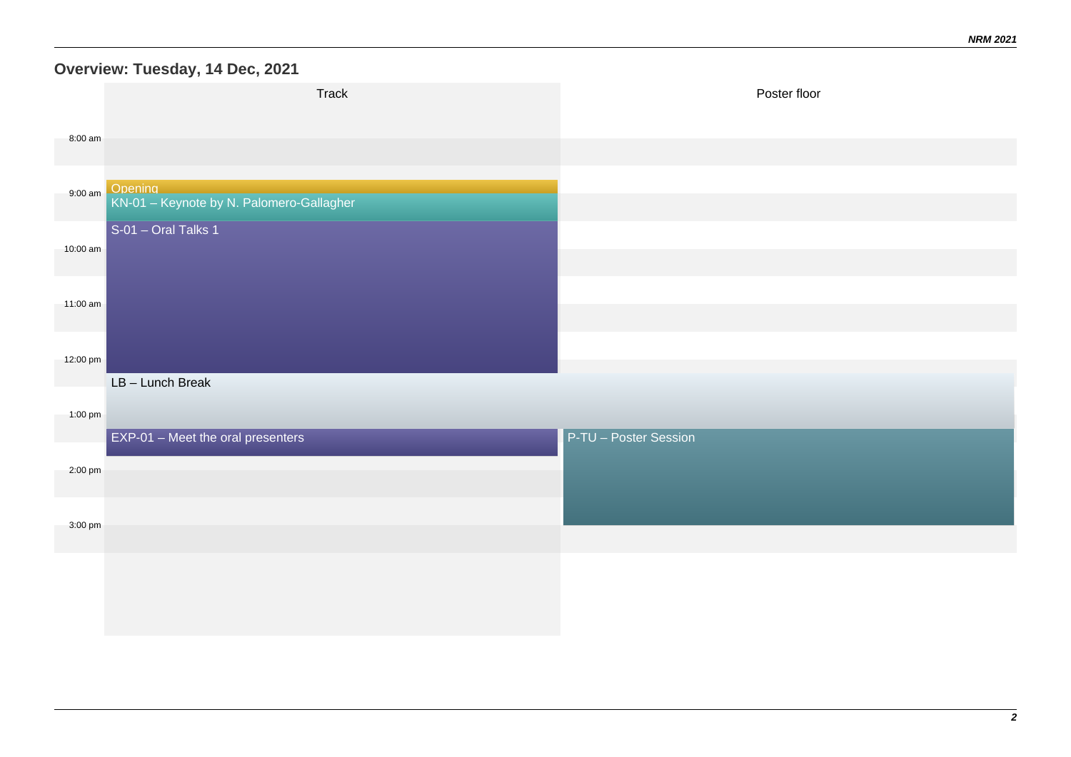## Overview: Tuesday, 14 Dec, 2021

Track

Poster floor

8:00 am

9:00 am

10:00 am

11:00 am

12:00 pm

1:00 pm

2:00 pm

3:00 pm

Opening

KN-01 – Keynote by N. Palomero-Gallagher

S-01 – Oral Talks 1

LB – Lunch Break

EXP-01 – Meet the oral presenters

P-TU – Poster Session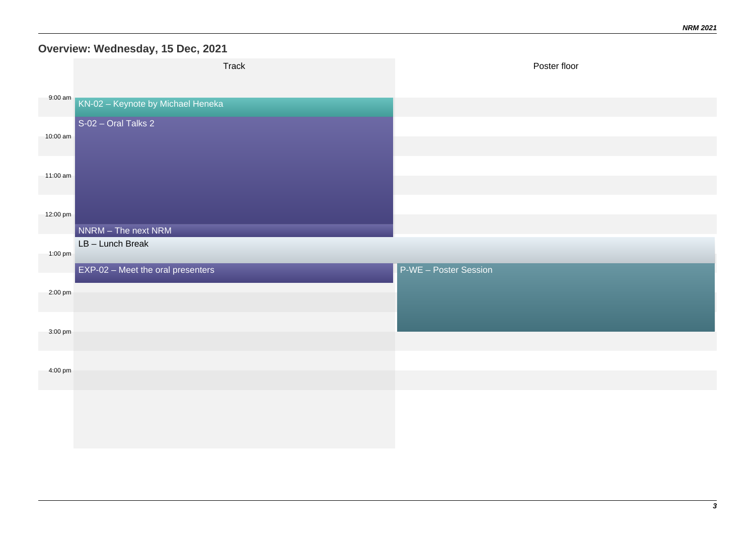## Overview: Wednesday, 15 Dec, 2021

Track

Poster floor

9:00 am

KN-02 – Keynote by Michael Heneka

S-02 – Oral Talks 2

10:00 am

11:00 am

12:00 pm

NNRM – The next NRM

LB – Lunch Break

1:00 pm

EXP-02 – Meet the oral presenters

P-WE – Poster Session

2:00 pm

3:00 pm

4:00 pm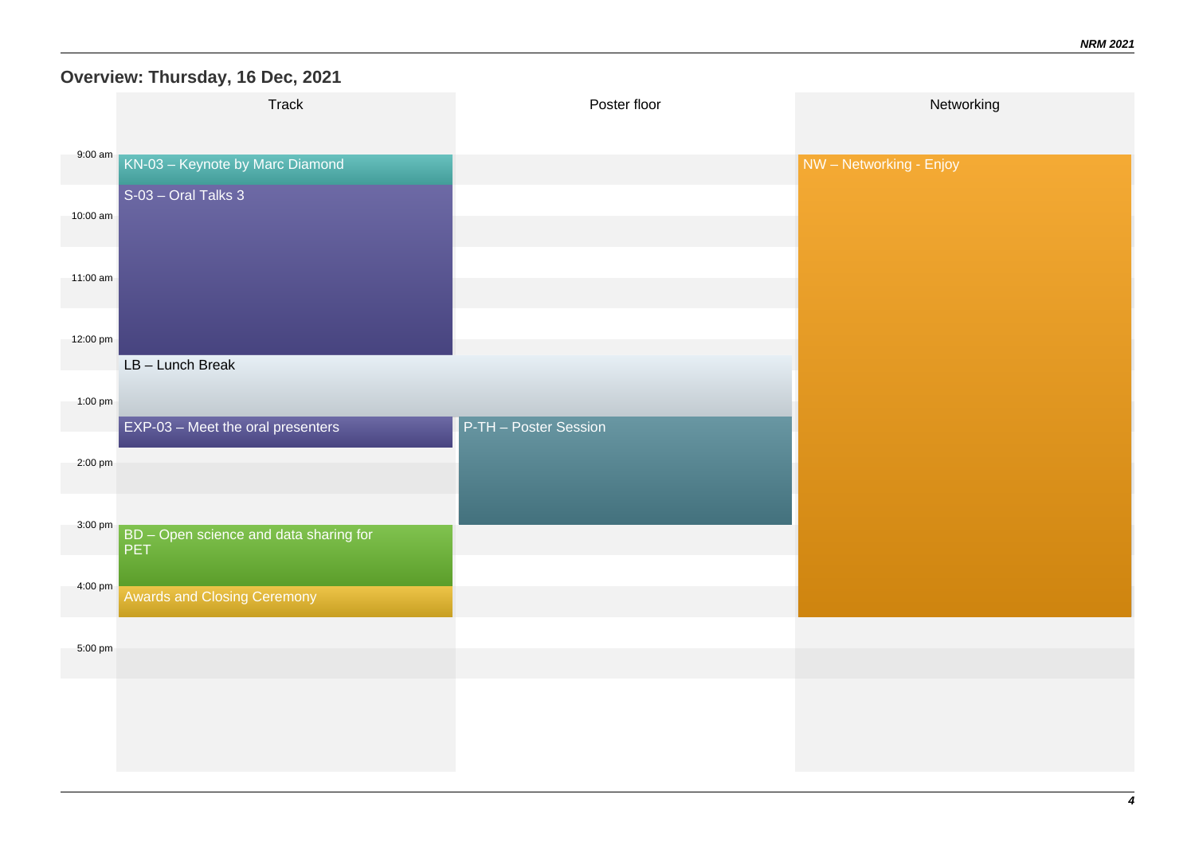## Overview: Thursday, 16 Dec, 2021

| | Track | Poster floor | Networking |
|---|---|---|---|
| 9:00 am | KN-03 – Keynote by Marc Diamond | | NW – Networking - Enjoy |
| | S-03 – Oral Talks 3 | | |
| 10:00 am | | | |
| 11:00 am | | | |
| 12:00 pm | | | |
| | LB – Lunch Break | LB – Lunch Break | |
| 1:00 pm | | | |
| | EXP-03 – Meet the oral presenters | P-TH – Poster Session | |
| 2:00 pm | | | |
| 3:00 pm | BD – Open science and data sharing for PET | | |
| 4:00 pm | Awards and Closing Ceremony | | |
| 5:00 pm | | | |